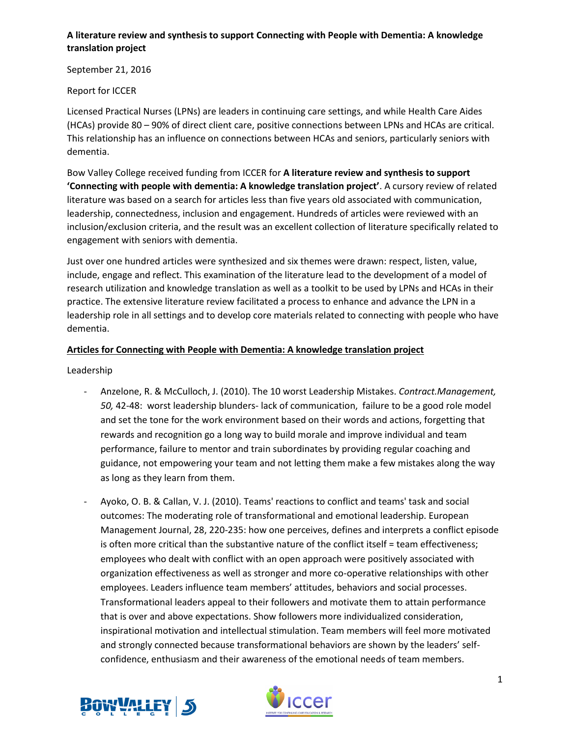**A literature review and synthesis to support Connecting with People with Dementia: A knowledge translation project**

September 21, 2016

Report for ICCER

Licensed Practical Nurses (LPNs) are leaders in continuing care settings, and while Health Care Aides (HCAs) provide 80 – 90% of direct client care, positive connections between LPNs and HCAs are critical. This relationship has an influence on connections between HCAs and seniors, particularly seniors with dementia.

Bow Valley College received funding from ICCER for **A literature review and synthesis to support 'Connecting with people with dementia: A knowledge translation project'**. A cursory review of related literature was based on a search for articles less than five years old associated with communication, leadership, connectedness, inclusion and engagement. Hundreds of articles were reviewed with an inclusion/exclusion criteria, and the result was an excellent collection of literature specifically related to engagement with seniors with dementia.

Just over one hundred articles were synthesized and six themes were drawn: respect, listen, value, include, engage and reflect. This examination of the literature lead to the development of a model of research utilization and knowledge translation as well as a toolkit to be used by LPNs and HCAs in their practice. The extensive literature review facilitated a process to enhance and advance the LPN in a leadership role in all settings and to develop core materials related to connecting with people who have dementia.

**Articles for Connecting with People with Dementia: A knowledge translation project**

Leadership

- Anzelone, R. & McCulloch, J. (2010). The 10 worst Leadership Mistakes. *Contract.Management, 50,* 42-48: worst leadership blunders- lack of communication, failure to be a good role model and set the tone for the work environment based on their words and actions, forgetting that rewards and recognition go a long way to build morale and improve individual and team performance, failure to mentor and train subordinates by providing regular coaching and guidance, not empowering your team and not letting them make a few mistakes along the way as long as they learn from them.

- Ayoko, O. B. & Callan, V. J. (2010). Teams' reactions to conflict and teams' task and social outcomes: The moderating role of transformational and emotional leadership. European Management Journal, 28, 220-235: how one perceives, defines and interprets a conflict episode is often more critical than the substantive nature of the conflict itself = team effectiveness; employees who dealt with conflict with an open approach were positively associated with organization effectiveness as well as stronger and more co-operative relationships with other employees. Leaders influence team members' attitudes, behaviors and social processes. Transformational leaders appeal to their followers and motivate them to attain performance that is over and above expectations. Show followers more individualized consideration, inspirational motivation and intellectual stimulation. Team members will feel more motivated and strongly connected because transformational behaviors are shown by the leaders' self-confidence, enthusiasm and their awareness of the emotional needs of team members.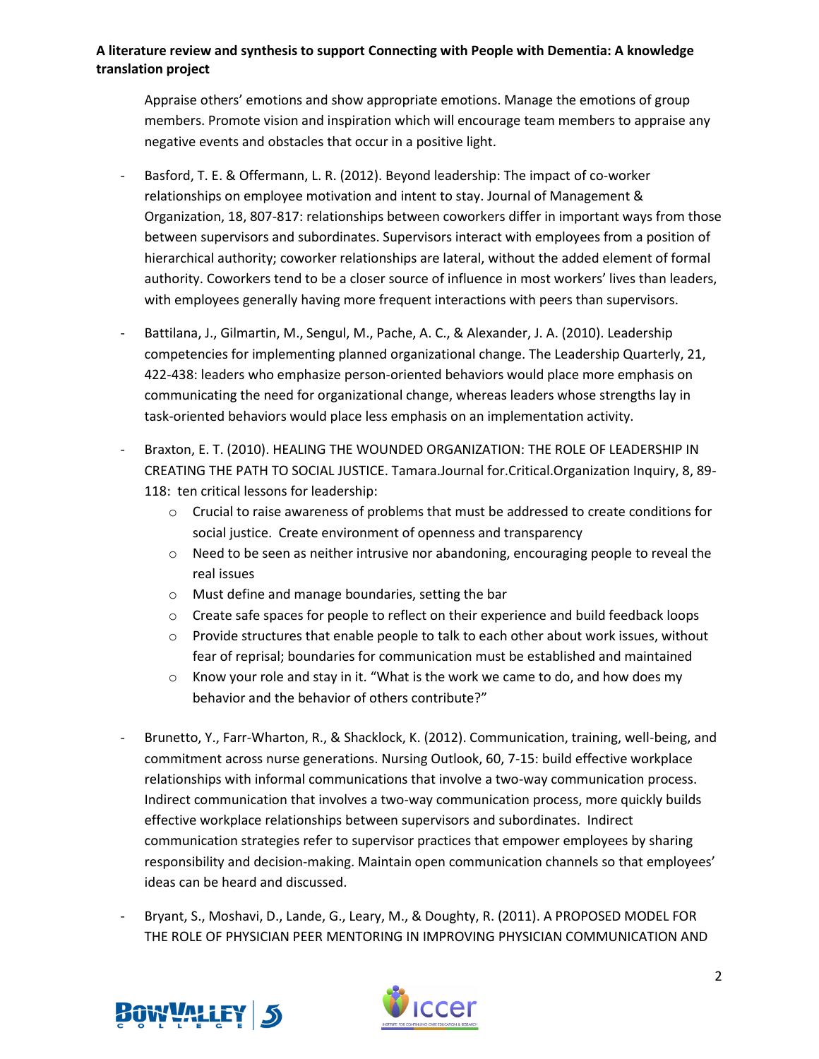Appraise others' emotions and show appropriate emotions. Manage the emotions of group members. Promote vision and inspiration which will encourage team members to appraise any negative events and obstacles that occur in a positive light.

- Basford, T. E. & Offermann, L. R. (2012). Beyond leadership: The impact of co-worker relationships on employee motivation and intent to stay. Journal of Management & Organization, 18, 807-817: relationships between coworkers differ in important ways from those between supervisors and subordinates. Supervisors interact with employees from a position of hierarchical authority; coworker relationships are lateral, without the added element of formal authority. Coworkers tend to be a closer source of influence in most workers' lives than leaders, with employees generally having more frequent interactions with peers than supervisors.

- Battilana, J., Gilmartin, M., Sengul, M., Pache, A. C., & Alexander, J. A. (2010). Leadership competencies for implementing planned organizational change. The Leadership Quarterly, 21, 422-438: leaders who emphasize person-oriented behaviors would place more emphasis on communicating the need for organizational change, whereas leaders whose strengths lay in task-oriented behaviors would place less emphasis on an implementation activity.

- Braxton, E. T. (2010). HEALING THE WOUNDED ORGANIZATION: THE ROLE OF LEADERSHIP IN CREATING THE PATH TO SOCIAL JUSTICE. Tamara.Journal for.Critical.Organization Inquiry, 8, 89-118: ten critical lessons for leadership:
    - Crucial to raise awareness of problems that must be addressed to create conditions for social justice. Create environment of openness and transparency
    - Need to be seen as neither intrusive nor abandoning, encouraging people to reveal the real issues
    - Must define and manage boundaries, setting the bar
    - Create safe spaces for people to reflect on their experience and build feedback loops
    - Provide structures that enable people to talk to each other about work issues, without fear of reprisal; boundaries for communication must be established and maintained
    - Know your role and stay in it. "What is the work we came to do, and how does my behavior and the behavior of others contribute?"

- Brunetto, Y., Farr-Wharton, R., & Shacklock, K. (2012). Communication, training, well-being, and commitment across nurse generations. Nursing Outlook, 60, 7-15: build effective workplace relationships with informal communications that involve a two-way communication process. Indirect communication that involves a two-way communication process, more quickly builds effective workplace relationships between supervisors and subordinates. Indirect communication strategies refer to supervisor practices that empower employees by sharing responsibility and decision-making. Maintain open communication channels so that employees' ideas can be heard and discussed.

- Bryant, S., Moshavi, D., Lande, G., Leary, M., & Doughty, R. (2011). A PROPOSED MODEL FOR THE ROLE OF PHYSICIAN PEER MENTORING IN IMPROVING PHYSICIAN COMMUNICATION AND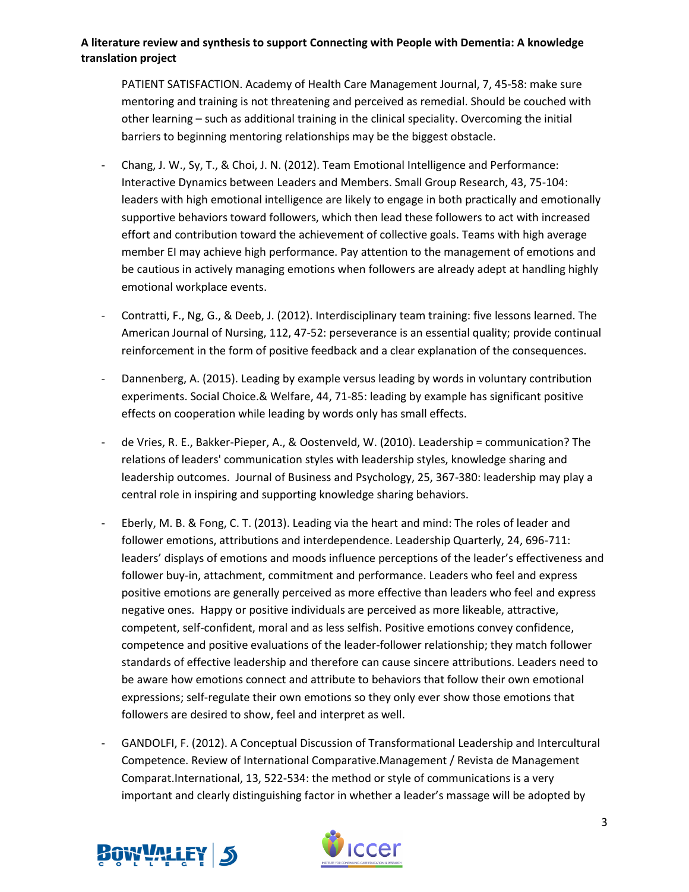PATIENT SATISFACTION. Academy of Health Care Management Journal, 7, 45-58: make sure mentoring and training is not threatening and perceived as remedial. Should be couched with other learning – such as additional training in the clinical speciality. Overcoming the initial barriers to beginning mentoring relationships may be the biggest obstacle.

- Chang, J. W., Sy, T., & Choi, J. N. (2012). Team Emotional Intelligence and Performance: Interactive Dynamics between Leaders and Members. Small Group Research, 43, 75-104: leaders with high emotional intelligence are likely to engage in both practically and emotionally supportive behaviors toward followers, which then lead these followers to act with increased effort and contribution toward the achievement of collective goals. Teams with high average member EI may achieve high performance. Pay attention to the management of emotions and be cautious in actively managing emotions when followers are already adept at handling highly emotional workplace events.
- Contratti, F., Ng, G., & Deeb, J. (2012). Interdisciplinary team training: five lessons learned. The American Journal of Nursing, 112, 47-52: perseverance is an essential quality; provide continual reinforcement in the form of positive feedback and a clear explanation of the consequences.
- Dannenberg, A. (2015). Leading by example versus leading by words in voluntary contribution experiments. Social Choice.& Welfare, 44, 71-85: leading by example has significant positive effects on cooperation while leading by words only has small effects.
- de Vries, R. E., Bakker-Pieper, A., & Oostenveld, W. (2010). Leadership = communication? The relations of leaders' communication styles with leadership styles, knowledge sharing and leadership outcomes. Journal of Business and Psychology, 25, 367-380: leadership may play a central role in inspiring and supporting knowledge sharing behaviors.
- Eberly, M. B. & Fong, C. T. (2013). Leading via the heart and mind: The roles of leader and follower emotions, attributions and interdependence. Leadership Quarterly, 24, 696-711: leaders' displays of emotions and moods influence perceptions of the leader's effectiveness and follower buy-in, attachment, commitment and performance. Leaders who feel and express positive emotions are generally perceived as more effective than leaders who feel and express negative ones. Happy or positive individuals are perceived as more likeable, attractive, competent, self-confident, moral and as less selfish. Positive emotions convey confidence, competence and positive evaluations of the leader-follower relationship; they match follower standards of effective leadership and therefore can cause sincere attributions. Leaders need to be aware how emotions connect and attribute to behaviors that follow their own emotional expressions; self-regulate their own emotions so they only ever show those emotions that followers are desired to show, feel and interpret as well.
- GANDOLFI, F. (2012). A Conceptual Discussion of Transformational Leadership and Intercultural Competence. Review of International Comparative.Management / Revista de Management Comparat.International, 13, 522-534: the method or style of communications is a very important and clearly distinguishing factor in whether a leader's massage will be adopted by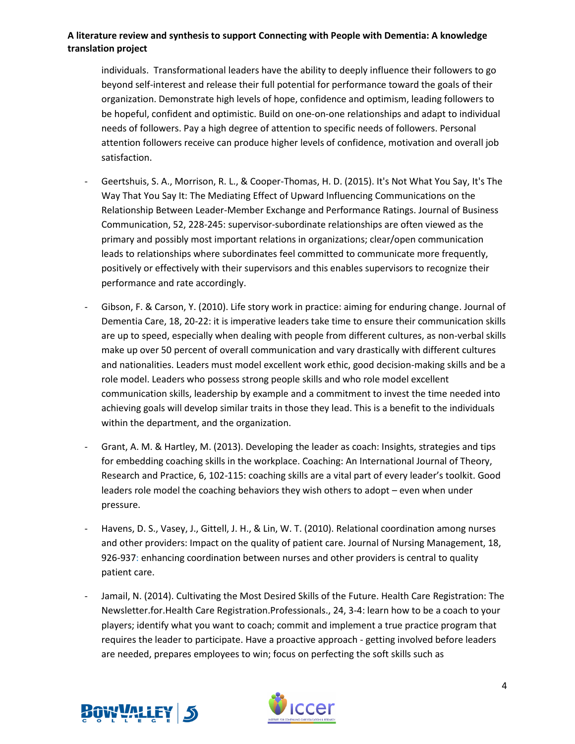individuals. Transformational leaders have the ability to deeply influence their followers to go beyond self-interest and release their full potential for performance toward the goals of their organization. Demonstrate high levels of hope, confidence and optimism, leading followers to be hopeful, confident and optimistic. Build on one-on-one relationships and adapt to individual needs of followers. Pay a high degree of attention to specific needs of followers. Personal attention followers receive can produce higher levels of confidence, motivation and overall job satisfaction.

- Geertshuis, S. A., Morrison, R. L., & Cooper-Thomas, H. D. (2015). It's Not What You Say, It's The Way That You Say It: The Mediating Effect of Upward Influencing Communications on the Relationship Between Leader-Member Exchange and Performance Ratings. Journal of Business Communication, 52, 228-245: supervisor-subordinate relationships are often viewed as the primary and possibly most important relations in organizations; clear/open communication leads to relationships where subordinates feel committed to communicate more frequently, positively or effectively with their supervisors and this enables supervisors to recognize their performance and rate accordingly.

- Gibson, F. & Carson, Y. (2010). Life story work in practice: aiming for enduring change. Journal of Dementia Care, 18, 20-22: it is imperative leaders take time to ensure their communication skills are up to speed, especially when dealing with people from different cultures, as non-verbal skills make up over 50 percent of overall communication and vary drastically with different cultures and nationalities. Leaders must model excellent work ethic, good decision-making skills and be a role model. Leaders who possess strong people skills and who role model excellent communication skills, leadership by example and a commitment to invest the time needed into achieving goals will develop similar traits in those they lead. This is a benefit to the individuals within the department, and the organization.

- Grant, A. M. & Hartley, M. (2013). Developing the leader as coach: Insights, strategies and tips for embedding coaching skills in the workplace. Coaching: An International Journal of Theory, Research and Practice, 6, 102-115: coaching skills are a vital part of every leader's toolkit. Good leaders role model the coaching behaviors they wish others to adopt – even when under pressure.

- Havens, D. S., Vasey, J., Gittell, J. H., & Lin, W. T. (2010). Relational coordination among nurses and other providers: Impact on the quality of patient care. Journal of Nursing Management, 18, 926-937: enhancing coordination between nurses and other providers is central to quality patient care.

- Jamail, N. (2014). Cultivating the Most Desired Skills of the Future. Health Care Registration: The Newsletter.for.Health Care Registration.Professionals., 24, 3-4: learn how to be a coach to your players; identify what you want to coach; commit and implement a true practice program that requires the leader to participate. Have a proactive approach - getting involved before leaders are needed, prepares employees to win; focus on perfecting the soft skills such as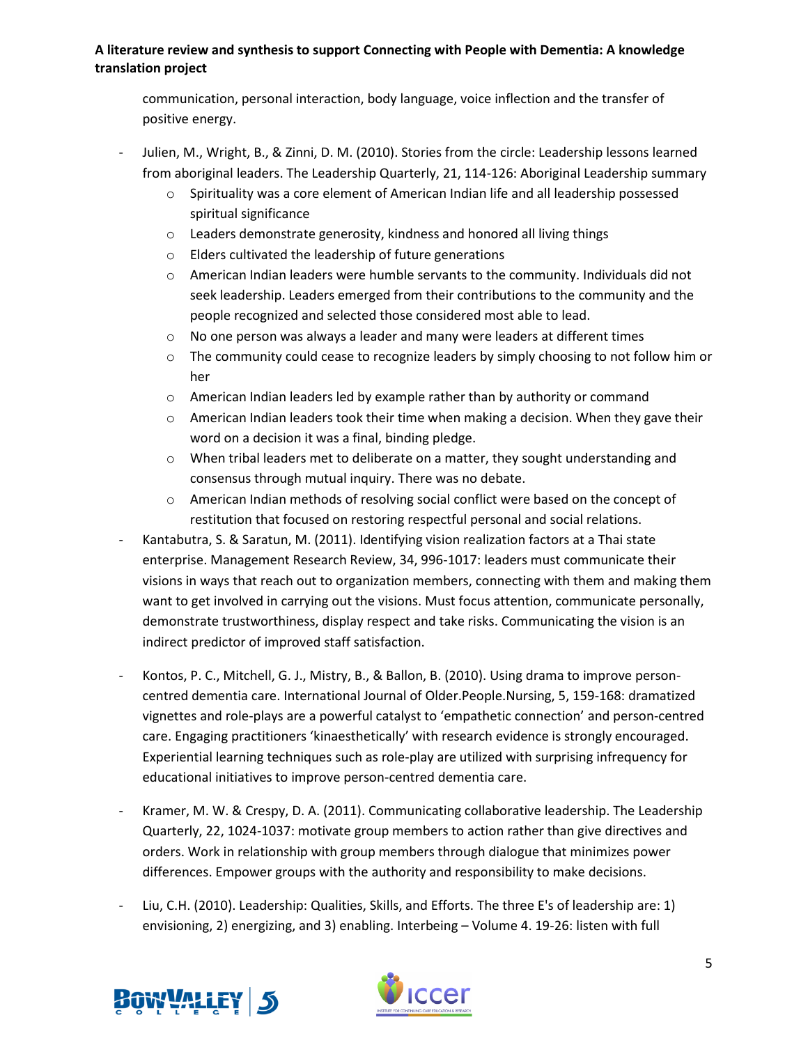communication, personal interaction, body language, voice inflection and the transfer of positive energy.

- Julien, M., Wright, B., & Zinni, D. M. (2010). Stories from the circle: Leadership lessons learned from aboriginal leaders. The Leadership Quarterly, 21, 114-126: Aboriginal Leadership summary
    - Spirituality was a core element of American Indian life and all leadership possessed spiritual significance
    - Leaders demonstrate generosity, kindness and honored all living things
    - Elders cultivated the leadership of future generations
    - American Indian leaders were humble servants to the community. Individuals did not seek leadership. Leaders emerged from their contributions to the community and the people recognized and selected those considered most able to lead.
    - No one person was always a leader and many were leaders at different times
    - The community could cease to recognize leaders by simply choosing to not follow him or her
    - American Indian leaders led by example rather than by authority or command
    - American Indian leaders took their time when making a decision. When they gave their word on a decision it was a final, binding pledge.
    - When tribal leaders met to deliberate on a matter, they sought understanding and consensus through mutual inquiry. There was no debate.
    - American Indian methods of resolving social conflict were based on the concept of restitution that focused on restoring respectful personal and social relations.
- Kantabutra, S. & Saratun, M. (2011). Identifying vision realization factors at a Thai state enterprise. Management Research Review, 34, 996-1017: leaders must communicate their visions in ways that reach out to organization members, connecting with them and making them want to get involved in carrying out the visions. Must focus attention, communicate personally, demonstrate trustworthiness, display respect and take risks. Communicating the vision is an indirect predictor of improved staff satisfaction.

- Kontos, P. C., Mitchell, G. J., Mistry, B., & Ballon, B. (2010). Using drama to improve person-centred dementia care. International Journal of Older.People.Nursing, 5, 159-168: dramatized vignettes and role-plays are a powerful catalyst to 'empathetic connection' and person-centred care. Engaging practitioners 'kinaesthetically' with research evidence is strongly encouraged. Experiential learning techniques such as role-play are utilized with surprising infrequency for educational initiatives to improve person-centred dementia care.

- Kramer, M. W. & Crespy, D. A. (2011). Communicating collaborative leadership. The Leadership Quarterly, 22, 1024-1037: motivate group members to action rather than give directives and orders. Work in relationship with group members through dialogue that minimizes power differences. Empower groups with the authority and responsibility to make decisions.

- Liu, C.H. (2010). Leadership: Qualities, Skills, and Efforts. The three E's of leadership are: 1) envisioning, 2) energizing, and 3) enabling. Interbeing – Volume 4. 19-26: listen with full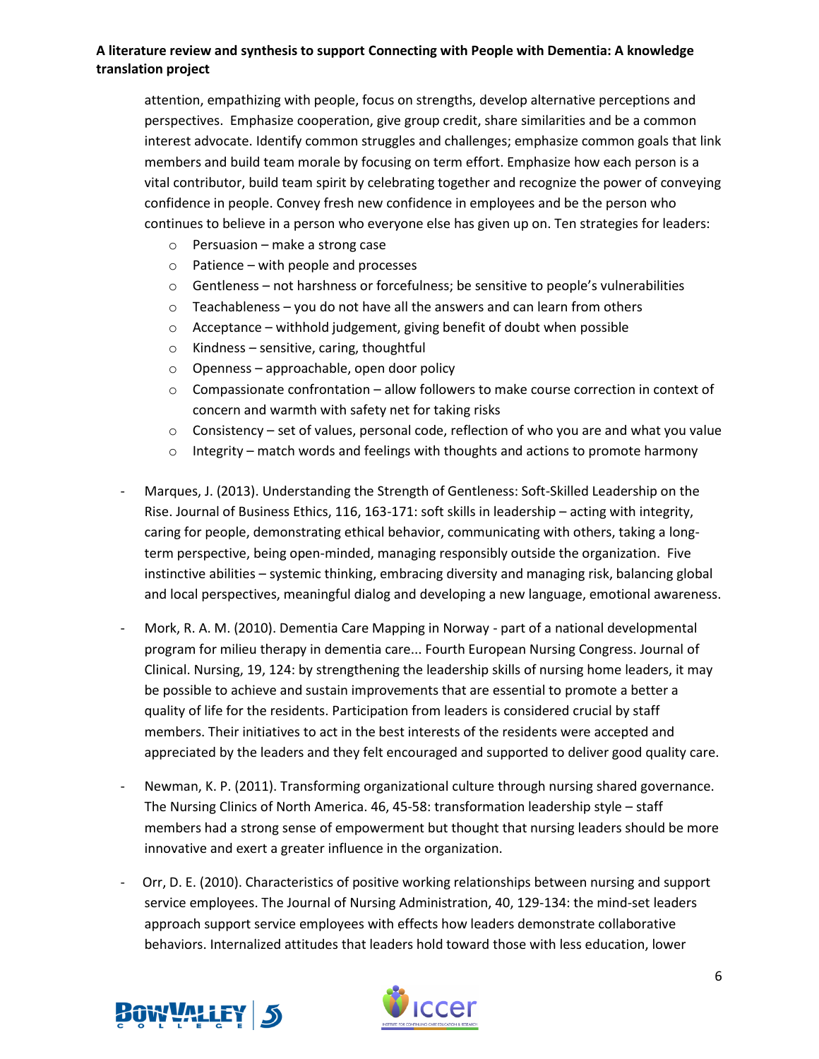attention, empathizing with people, focus on strengths, develop alternative perceptions and perspectives. Emphasize cooperation, give group credit, share similarities and be a common interest advocate. Identify common struggles and challenges; emphasize common goals that link members and build team morale by focusing on term effort. Emphasize how each person is a vital contributor, build team spirit by celebrating together and recognize the power of conveying confidence in people. Convey fresh new confidence in employees and be the person who continues to believe in a person who everyone else has given up on. Ten strategies for leaders:

  - Persuasion – make a strong case
  - Patience – with people and processes
  - Gentleness – not harshness or forcefulness; be sensitive to people's vulnerabilities
  - Teachableness – you do not have all the answers and can learn from others
  - Acceptance – withhold judgement, giving benefit of doubt when possible
  - Kindness – sensitive, caring, thoughtful
  - Openness – approachable, open door policy
  - Compassionate confrontation – allow followers to make course correction in context of concern and warmth with safety net for taking risks
  - Consistency – set of values, personal code, reflection of who you are and what you value
  - Integrity – match words and feelings with thoughts and actions to promote harmony

- Marques, J. (2013). Understanding the Strength of Gentleness: Soft-Skilled Leadership on the Rise. Journal of Business Ethics, 116, 163-171: soft skills in leadership – acting with integrity, caring for people, demonstrating ethical behavior, communicating with others, taking a long-term perspective, being open-minded, managing responsibly outside the organization. Five instinctive abilities – systemic thinking, embracing diversity and managing risk, balancing global and local perspectives, meaningful dialog and developing a new language, emotional awareness.

- Mork, R. A. M. (2010). Dementia Care Mapping in Norway - part of a national developmental program for milieu therapy in dementia care... Fourth European Nursing Congress. Journal of Clinical. Nursing, 19, 124: by strengthening the leadership skills of nursing home leaders, it may be possible to achieve and sustain improvements that are essential to promote a better a quality of life for the residents. Participation from leaders is considered crucial by staff members. Their initiatives to act in the best interests of the residents were accepted and appreciated by the leaders and they felt encouraged and supported to deliver good quality care.

- Newman, K. P. (2011). Transforming organizational culture through nursing shared governance. The Nursing Clinics of North America. 46, 45-58: transformation leadership style – staff members had a strong sense of empowerment but thought that nursing leaders should be more innovative and exert a greater influence in the organization.

- Orr, D. E. (2010). Characteristics of positive working relationships between nursing and support service employees. The Journal of Nursing Administration, 40, 129-134: the mind-set leaders approach support service employees with effects how leaders demonstrate collaborative behaviors. Internalized attitudes that leaders hold toward those with less education, lower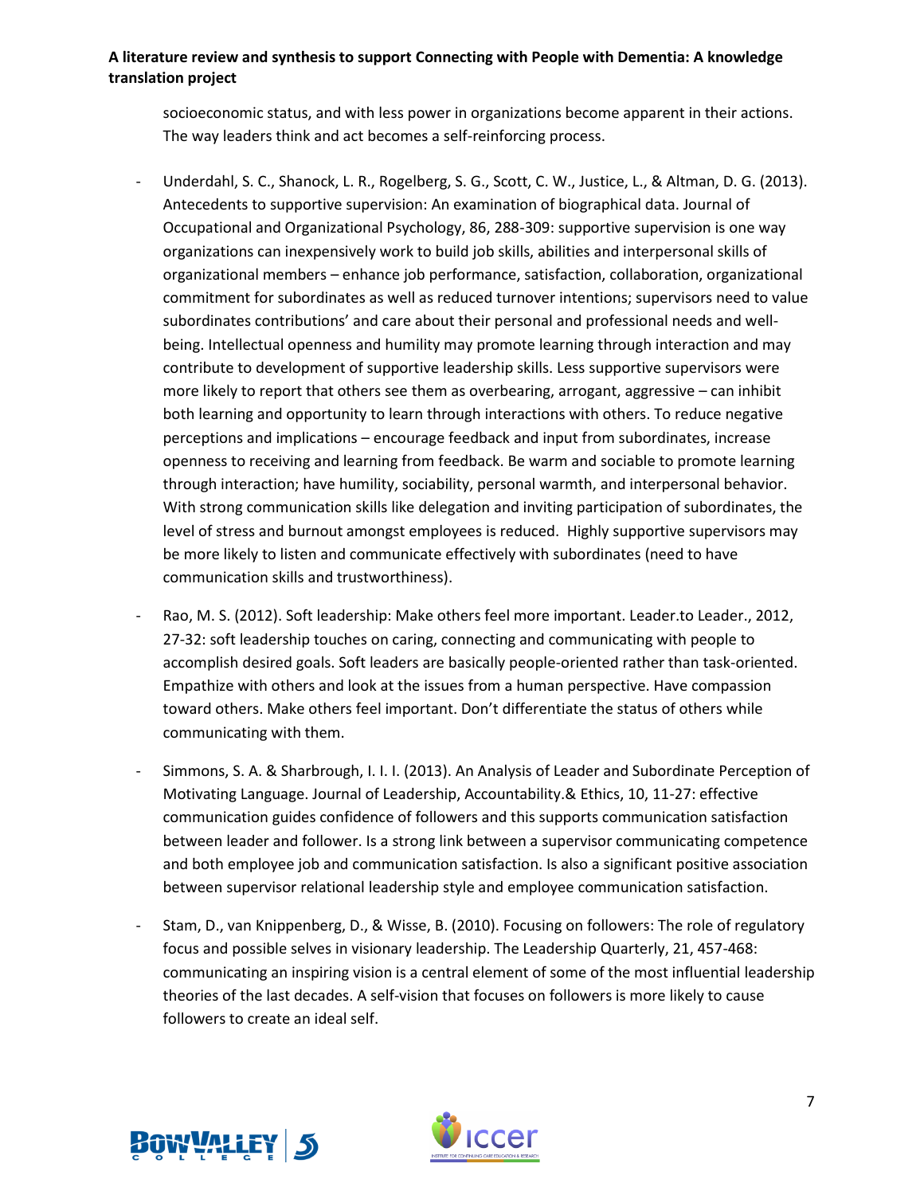socioeconomic status, and with less power in organizations become apparent in their actions. The way leaders think and act becomes a self-reinforcing process.

- Underdahl, S. C., Shanock, L. R., Rogelberg, S. G., Scott, C. W., Justice, L., & Altman, D. G. (2013). Antecedents to supportive supervision: An examination of biographical data. Journal of Occupational and Organizational Psychology, 86, 288-309: supportive supervision is one way organizations can inexpensively work to build job skills, abilities and interpersonal skills of organizational members – enhance job performance, satisfaction, collaboration, organizational commitment for subordinates as well as reduced turnover intentions; supervisors need to value subordinates contributions' and care about their personal and professional needs and well-being. Intellectual openness and humility may promote learning through interaction and may contribute to development of supportive leadership skills. Less supportive supervisors were more likely to report that others see them as overbearing, arrogant, aggressive – can inhibit both learning and opportunity to learn through interactions with others. To reduce negative perceptions and implications – encourage feedback and input from subordinates, increase openness to receiving and learning from feedback. Be warm and sociable to promote learning through interaction; have humility, sociability, personal warmth, and interpersonal behavior. With strong communication skills like delegation and inviting participation of subordinates, the level of stress and burnout amongst employees is reduced. Highly supportive supervisors may be more likely to listen and communicate effectively with subordinates (need to have communication skills and trustworthiness).

- Rao, M. S. (2012). Soft leadership: Make others feel more important. Leader.to Leader., 2012, 27-32: soft leadership touches on caring, connecting and communicating with people to accomplish desired goals. Soft leaders are basically people-oriented rather than task-oriented. Empathize with others and look at the issues from a human perspective. Have compassion toward others. Make others feel important. Don't differentiate the status of others while communicating with them.

- Simmons, S. A. & Sharbrough, I. I. I. (2013). An Analysis of Leader and Subordinate Perception of Motivating Language. Journal of Leadership, Accountability.& Ethics, 10, 11-27: effective communication guides confidence of followers and this supports communication satisfaction between leader and follower. Is a strong link between a supervisor communicating competence and both employee job and communication satisfaction. Is also a significant positive association between supervisor relational leadership style and employee communication satisfaction.

- Stam, D., van Knippenberg, D., & Wisse, B. (2010). Focusing on followers: The role of regulatory focus and possible selves in visionary leadership. The Leadership Quarterly, 21, 457-468: communicating an inspiring vision is a central element of some of the most influential leadership theories of the last decades. A self-vision that focuses on followers is more likely to cause followers to create an ideal self.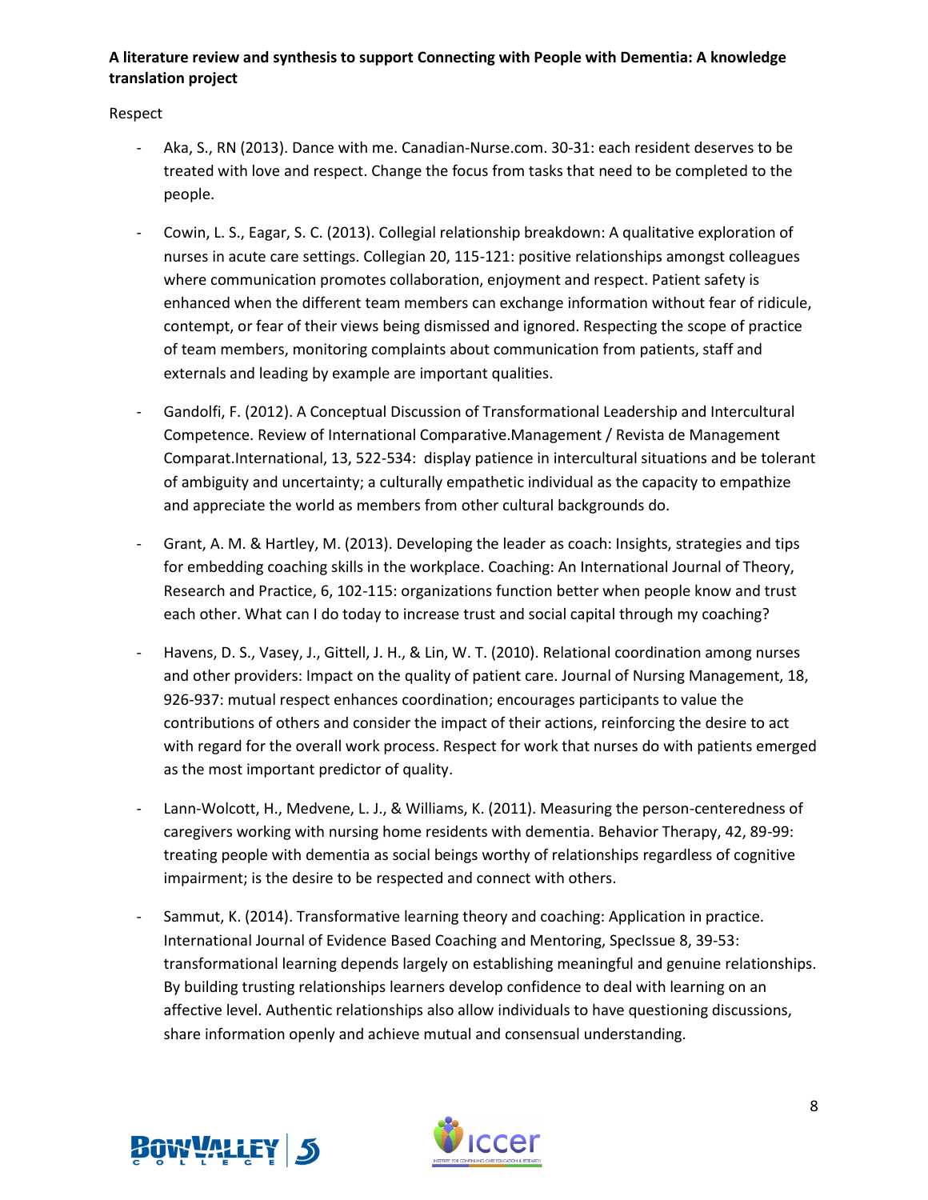Respect

- Aka, S., RN (2013). Dance with me. Canadian-Nurse.com. 30-31: each resident deserves to be treated with love and respect. Change the focus from tasks that need to be completed to the people.

- Cowin, L. S., Eagar, S. C. (2013). Collegial relationship breakdown: A qualitative exploration of nurses in acute care settings. Collegian 20, 115-121: positive relationships amongst colleagues where communication promotes collaboration, enjoyment and respect. Patient safety is enhanced when the different team members can exchange information without fear of ridicule, contempt, or fear of their views being dismissed and ignored. Respecting the scope of practice of team members, monitoring complaints about communication from patients, staff and externals and leading by example are important qualities.

- Gandolfi, F. (2012). A Conceptual Discussion of Transformational Leadership and Intercultural Competence. Review of International Comparative.Management / Revista de Management Comparat.International, 13, 522-534: display patience in intercultural situations and be tolerant of ambiguity and uncertainty; a culturally empathetic individual as the capacity to empathize and appreciate the world as members from other cultural backgrounds do.

- Grant, A. M. & Hartley, M. (2013). Developing the leader as coach: Insights, strategies and tips for embedding coaching skills in the workplace. Coaching: An International Journal of Theory, Research and Practice, 6, 102-115: organizations function better when people know and trust each other. What can I do today to increase trust and social capital through my coaching?

- Havens, D. S., Vasey, J., Gittell, J. H., & Lin, W. T. (2010). Relational coordination among nurses and other providers: Impact on the quality of patient care. Journal of Nursing Management, 18, 926-937: mutual respect enhances coordination; encourages participants to value the contributions of others and consider the impact of their actions, reinforcing the desire to act with regard for the overall work process. Respect for work that nurses do with patients emerged as the most important predictor of quality.

- Lann-Wolcott, H., Medvene, L. J., & Williams, K. (2011). Measuring the person-centeredness of caregivers working with nursing home residents with dementia. Behavior Therapy, 42, 89-99: treating people with dementia as social beings worthy of relationships regardless of cognitive impairment; is the desire to be respected and connect with others.

- Sammut, K. (2014). Transformative learning theory and coaching: Application in practice. International Journal of Evidence Based Coaching and Mentoring, SpecIssue 8, 39-53: transformational learning depends largely on establishing meaningful and genuine relationships. By building trusting relationships learners develop confidence to deal with learning on an affective level. Authentic relationships also allow individuals to have questioning discussions, share information openly and achieve mutual and consensual understanding.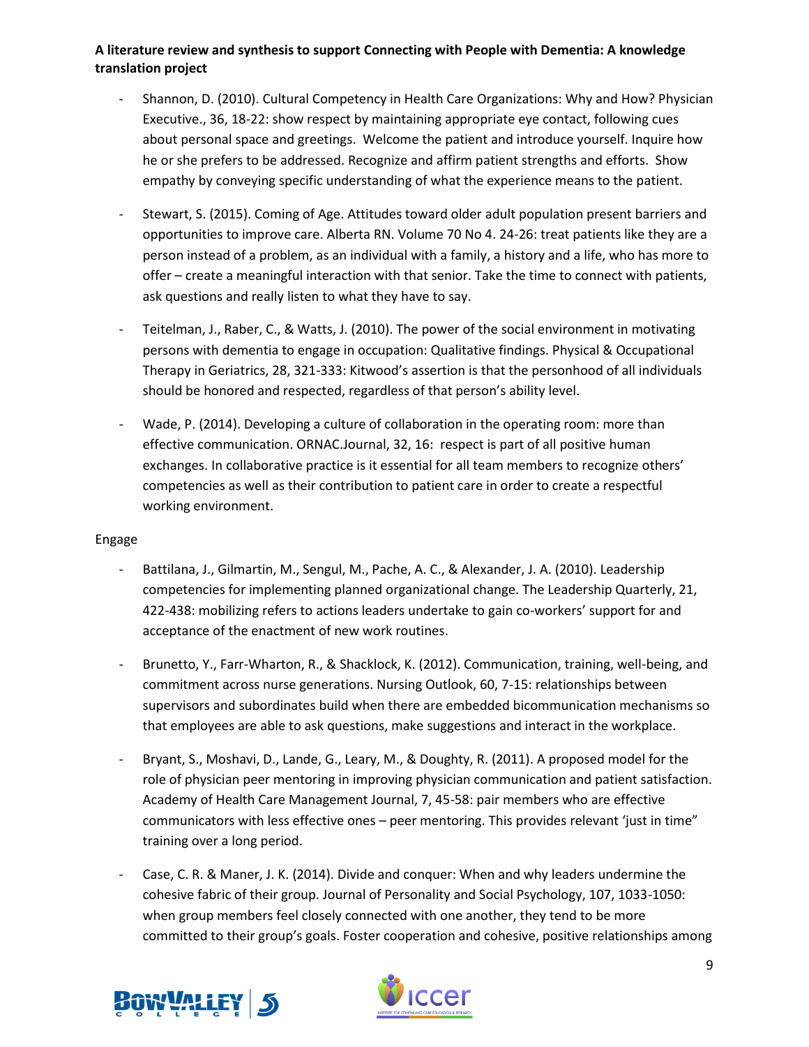- Shannon, D. (2010). Cultural Competency in Health Care Organizations: Why and How? Physician Executive., 36, 18-22: show respect by maintaining appropriate eye contact, following cues about personal space and greetings. Welcome the patient and introduce yourself. Inquire how he or she prefers to be addressed. Recognize and affirm patient strengths and efforts. Show empathy by conveying specific understanding of what the experience means to the patient.

- Stewart, S. (2015). Coming of Age. Attitudes toward older adult population present barriers and opportunities to improve care. Alberta RN. Volume 70 No 4. 24-26: treat patients like they are a person instead of a problem, as an individual with a family, a history and a life, who has more to offer – create a meaningful interaction with that senior. Take the time to connect with patients, ask questions and really listen to what they have to say.

- Teitelman, J., Raber, C., & Watts, J. (2010). The power of the social environment in motivating persons with dementia to engage in occupation: Qualitative findings. Physical & Occupational Therapy in Geriatrics, 28, 321-333: Kitwood's assertion is that the personhood of all individuals should be honored and respected, regardless of that person's ability level.

- Wade, P. (2014). Developing a culture of collaboration in the operating room: more than effective communication. ORNAC.Journal, 32, 16: respect is part of all positive human exchanges. In collaborative practice is it essential for all team members to recognize others' competencies as well as their contribution to patient care in order to create a respectful working environment.

Engage

- Battilana, J., Gilmartin, M., Sengul, M., Pache, A. C., & Alexander, J. A. (2010). Leadership competencies for implementing planned organizational change. The Leadership Quarterly, 21, 422-438: mobilizing refers to actions leaders undertake to gain co-workers' support for and acceptance of the enactment of new work routines.

- Brunetto, Y., Farr-Wharton, R., & Shacklock, K. (2012). Communication, training, well-being, and commitment across nurse generations. Nursing Outlook, 60, 7-15: relationships between supervisors and subordinates build when there are embedded bicommunication mechanisms so that employees are able to ask questions, make suggestions and interact in the workplace.

- Bryant, S., Moshavi, D., Lande, G., Leary, M., & Doughty, R. (2011). A proposed model for the role of physician peer mentoring in improving physician communication and patient satisfaction. Academy of Health Care Management Journal, 7, 45-58: pair members who are effective communicators with less effective ones – peer mentoring. This provides relevant 'just in time" training over a long period.

- Case, C. R. & Maner, J. K. (2014). Divide and conquer: When and why leaders undermine the cohesive fabric of their group. Journal of Personality and Social Psychology, 107, 1033-1050: when group members feel closely connected with one another, they tend to be more committed to their group's goals. Foster cooperation and cohesive, positive relationships among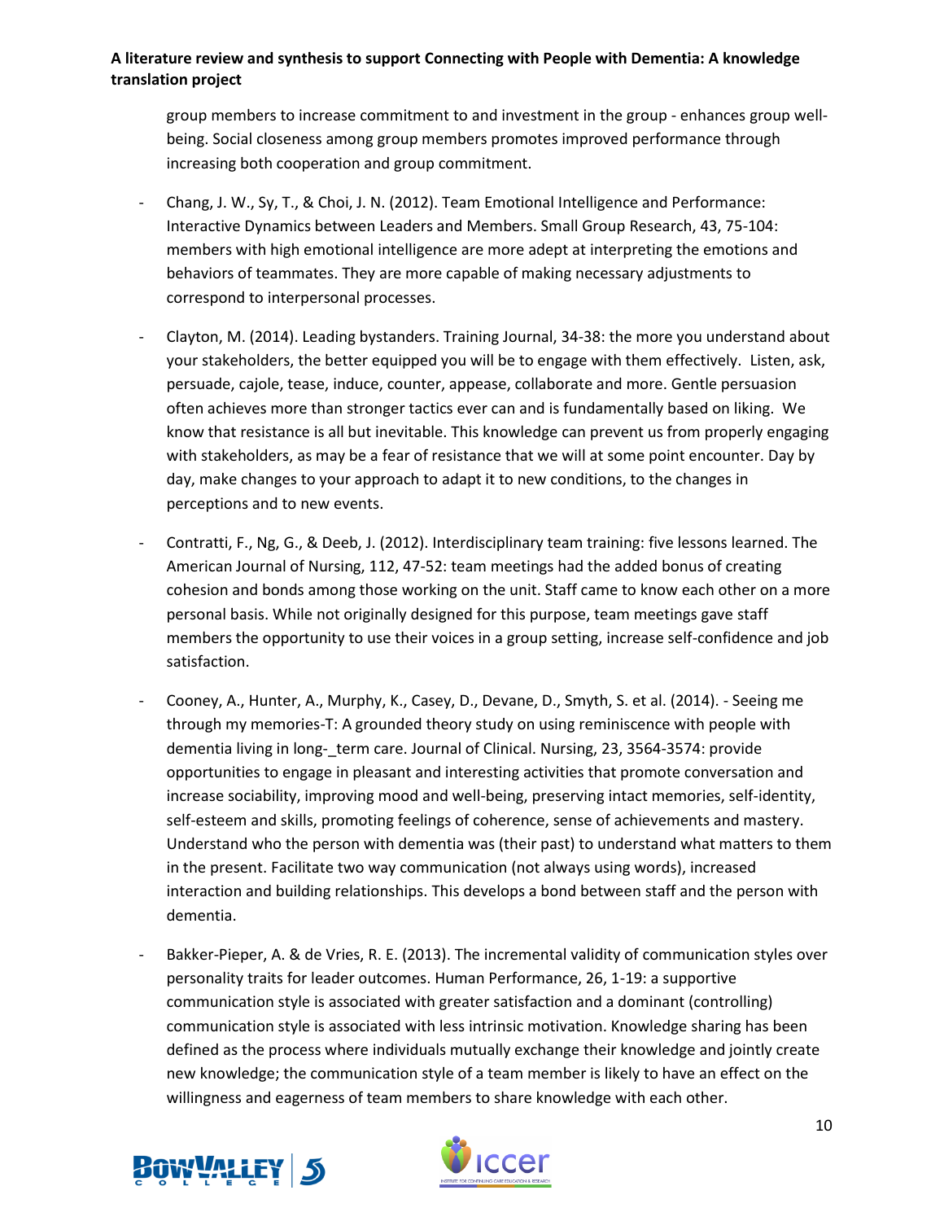group members to increase commitment to and investment in the group - enhances group well-being. Social closeness among group members promotes improved performance through increasing both cooperation and group commitment.

- Chang, J. W., Sy, T., & Choi, J. N. (2012). Team Emotional Intelligence and Performance: Interactive Dynamics between Leaders and Members. Small Group Research, 43, 75-104: members with high emotional intelligence are more adept at interpreting the emotions and behaviors of teammates. They are more capable of making necessary adjustments to correspond to interpersonal processes.

- Clayton, M. (2014). Leading bystanders. Training Journal, 34-38: the more you understand about your stakeholders, the better equipped you will be to engage with them effectively. Listen, ask, persuade, cajole, tease, induce, counter, appease, collaborate and more. Gentle persuasion often achieves more than stronger tactics ever can and is fundamentally based on liking. We know that resistance is all but inevitable. This knowledge can prevent us from properly engaging with stakeholders, as may be a fear of resistance that we will at some point encounter. Day by day, make changes to your approach to adapt it to new conditions, to the changes in perceptions and to new events.

- Contratti, F., Ng, G., & Deeb, J. (2012). Interdisciplinary team training: five lessons learned. The American Journal of Nursing, 112, 47-52: team meetings had the added bonus of creating cohesion and bonds among those working on the unit. Staff came to know each other on a more personal basis. While not originally designed for this purpose, team meetings gave staff members the opportunity to use their voices in a group setting, increase self-confidence and job satisfaction.

- Cooney, A., Hunter, A., Murphy, K., Casey, D., Devane, D., Smyth, S. et al. (2014). - Seeing me through my memories-T: A grounded theory study on using reminiscence with people with dementia living in long-_term care. Journal of Clinical. Nursing, 23, 3564-3574: provide opportunities to engage in pleasant and interesting activities that promote conversation and increase sociability, improving mood and well-being, preserving intact memories, self-identity, self-esteem and skills, promoting feelings of coherence, sense of achievements and mastery. Understand who the person with dementia was (their past) to understand what matters to them in the present. Facilitate two way communication (not always using words), increased interaction and building relationships. This develops a bond between staff and the person with dementia.

- Bakker-Pieper, A. & de Vries, R. E. (2013). The incremental validity of communication styles over personality traits for leader outcomes. Human Performance, 26, 1-19: a supportive communication style is associated with greater satisfaction and a dominant (controlling) communication style is associated with less intrinsic motivation. Knowledge sharing has been defined as the process where individuals mutually exchange their knowledge and jointly create new knowledge; the communication style of a team member is likely to have an effect on the willingness and eagerness of team members to share knowledge with each other.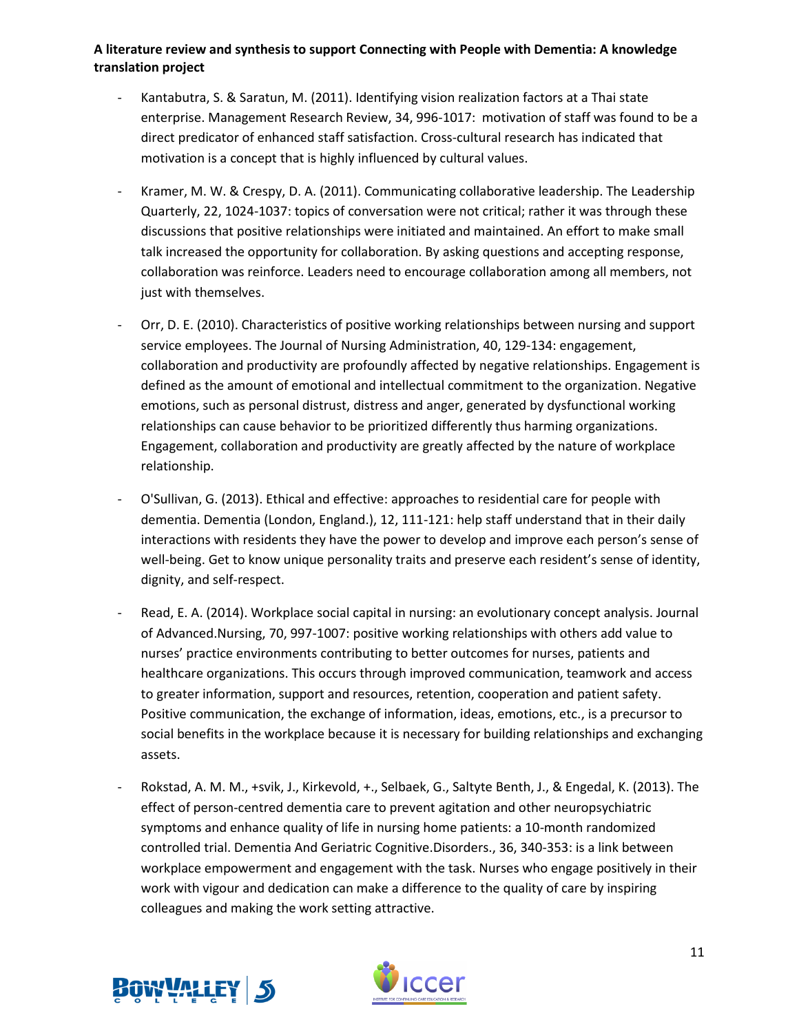- Kantabutra, S. & Saratun, M. (2011). Identifying vision realization factors at a Thai state enterprise. Management Research Review, 34, 996-1017: motivation of staff was found to be a direct predicator of enhanced staff satisfaction. Cross-cultural research has indicated that motivation is a concept that is highly influenced by cultural values.

- Kramer, M. W. & Crespy, D. A. (2011). Communicating collaborative leadership. The Leadership Quarterly, 22, 1024-1037: topics of conversation were not critical; rather it was through these discussions that positive relationships were initiated and maintained. An effort to make small talk increased the opportunity for collaboration. By asking questions and accepting response, collaboration was reinforce. Leaders need to encourage collaboration among all members, not just with themselves.

- Orr, D. E. (2010). Characteristics of positive working relationships between nursing and support service employees. The Journal of Nursing Administration, 40, 129-134: engagement, collaboration and productivity are profoundly affected by negative relationships. Engagement is defined as the amount of emotional and intellectual commitment to the organization. Negative emotions, such as personal distrust, distress and anger, generated by dysfunctional working relationships can cause behavior to be prioritized differently thus harming organizations. Engagement, collaboration and productivity are greatly affected by the nature of workplace relationship.

- O'Sullivan, G. (2013). Ethical and effective: approaches to residential care for people with dementia. Dementia (London, England.), 12, 111-121: help staff understand that in their daily interactions with residents they have the power to develop and improve each person's sense of well-being. Get to know unique personality traits and preserve each resident's sense of identity, dignity, and self-respect.

- Read, E. A. (2014). Workplace social capital in nursing: an evolutionary concept analysis. Journal of Advanced.Nursing, 70, 997-1007: positive working relationships with others add value to nurses' practice environments contributing to better outcomes for nurses, patients and healthcare organizations. This occurs through improved communication, teamwork and access to greater information, support and resources, retention, cooperation and patient safety. Positive communication, the exchange of information, ideas, emotions, etc., is a precursor to social benefits in the workplace because it is necessary for building relationships and exchanging assets.

- Rokstad, A. M. M., +svik, J., Kirkevold, +., Selbaek, G., Saltyte Benth, J., & Engedal, K. (2013). The effect of person-centred dementia care to prevent agitation and other neuropsychiatric symptoms and enhance quality of life in nursing home patients: a 10-month randomized controlled trial. Dementia And Geriatric Cognitive.Disorders., 36, 340-353: is a link between workplace empowerment and engagement with the task. Nurses who engage positively in their work with vigour and dedication can make a difference to the quality of care by inspiring colleagues and making the work setting attractive.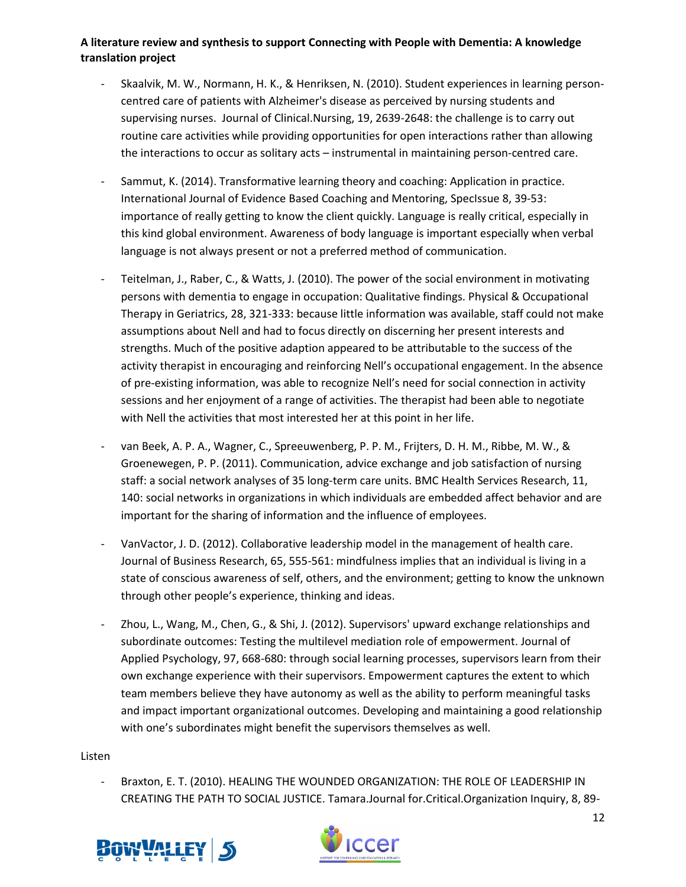- Skaalvik, M. W., Normann, H. K., & Henriksen, N. (2010). Student experiences in learning person-centred care of patients with Alzheimer's disease as perceived by nursing students and supervising nurses. Journal of Clinical.Nursing, 19, 2639-2648: the challenge is to carry out routine care activities while providing opportunities for open interactions rather than allowing the interactions to occur as solitary acts – instrumental in maintaining person-centred care.

- Sammut, K. (2014). Transformative learning theory and coaching: Application in practice. International Journal of Evidence Based Coaching and Mentoring, SpecIssue 8, 39-53: importance of really getting to know the client quickly. Language is really critical, especially in this kind global environment. Awareness of body language is important especially when verbal language is not always present or not a preferred method of communication.

- Teitelman, J., Raber, C., & Watts, J. (2010). The power of the social environment in motivating persons with dementia to engage in occupation: Qualitative findings. Physical & Occupational Therapy in Geriatrics, 28, 321-333: because little information was available, staff could not make assumptions about Nell and had to focus directly on discerning her present interests and strengths. Much of the positive adaption appeared to be attributable to the success of the activity therapist in encouraging and reinforcing Nell's occupational engagement. In the absence of pre-existing information, was able to recognize Nell's need for social connection in activity sessions and her enjoyment of a range of activities. The therapist had been able to negotiate with Nell the activities that most interested her at this point in her life.

- van Beek, A. P. A., Wagner, C., Spreeuwenberg, P. P. M., Frijters, D. H. M., Ribbe, M. W., & Groenewegen, P. P. (2011). Communication, advice exchange and job satisfaction of nursing staff: a social network analyses of 35 long-term care units. BMC Health Services Research, 11, 140: social networks in organizations in which individuals are embedded affect behavior and are important for the sharing of information and the influence of employees.

- VanVactor, J. D. (2012). Collaborative leadership model in the management of health care. Journal of Business Research, 65, 555-561: mindfulness implies that an individual is living in a state of conscious awareness of self, others, and the environment; getting to know the unknown through other people's experience, thinking and ideas.

- Zhou, L., Wang, M., Chen, G., & Shi, J. (2012). Supervisors' upward exchange relationships and subordinate outcomes: Testing the multilevel mediation role of empowerment. Journal of Applied Psychology, 97, 668-680: through social learning processes, supervisors learn from their own exchange experience with their supervisors. Empowerment captures the extent to which team members believe they have autonomy as well as the ability to perform meaningful tasks and impact important organizational outcomes. Developing and maintaining a good relationship with one's subordinates might benefit the supervisors themselves as well.

Listen

- Braxton, E. T. (2010). HEALING THE WOUNDED ORGANIZATION: THE ROLE OF LEADERSHIP IN CREATING THE PATH TO SOCIAL JUSTICE. Tamara.Journal for.Critical.Organization Inquiry, 8, 89-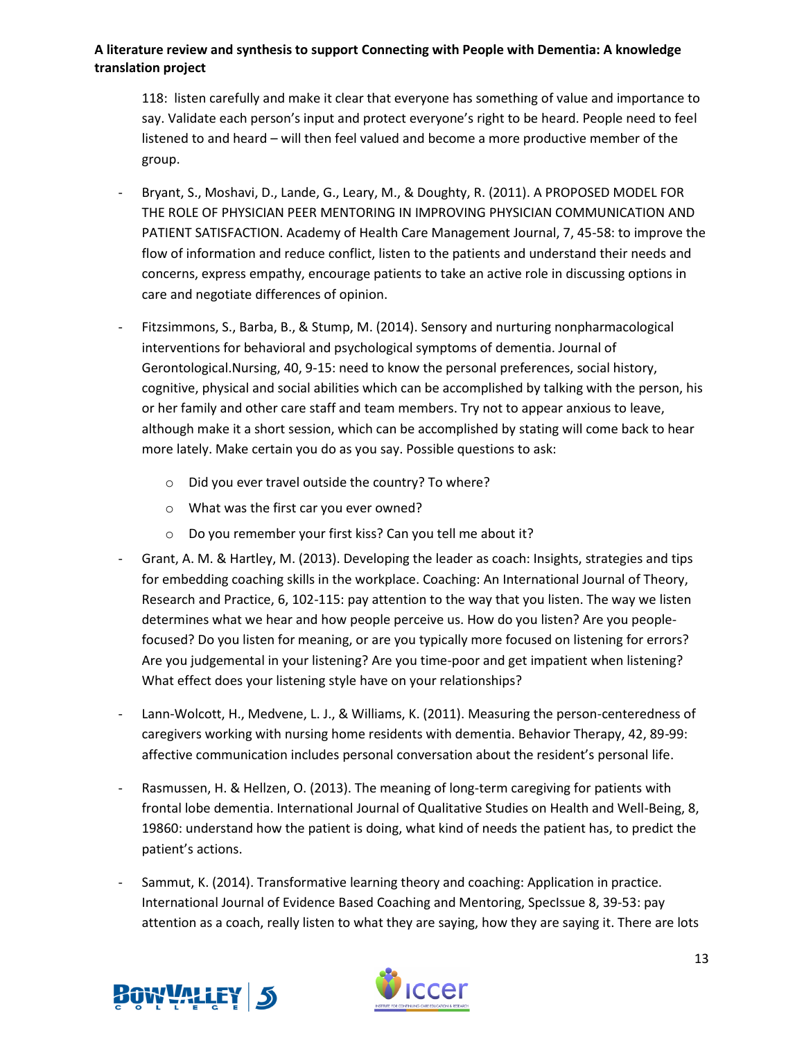118: listen carefully and make it clear that everyone has something of value and importance to say. Validate each person's input and protect everyone's right to be heard. People need to feel listened to and heard – will then feel valued and become a more productive member of the group.

- Bryant, S., Moshavi, D., Lande, G., Leary, M., & Doughty, R. (2011). A PROPOSED MODEL FOR THE ROLE OF PHYSICIAN PEER MENTORING IN IMPROVING PHYSICIAN COMMUNICATION AND PATIENT SATISFACTION. Academy of Health Care Management Journal, 7, 45-58: to improve the flow of information and reduce conflict, listen to the patients and understand their needs and concerns, express empathy, encourage patients to take an active role in discussing options in care and negotiate differences of opinion.

- Fitzsimmons, S., Barba, B., & Stump, M. (2014). Sensory and nurturing nonpharmacological interventions for behavioral and psychological symptoms of dementia. Journal of Gerontological.Nursing, 40, 9-15: need to know the personal preferences, social history, cognitive, physical and social abilities which can be accomplished by talking with the person, his or her family and other care staff and team members. Try not to appear anxious to leave, although make it a short session, which can be accomplished by stating will come back to hear more lately. Make certain you do as you say. Possible questions to ask:

    - Did you ever travel outside the country? To where?
    - What was the first car you ever owned?
    - Do you remember your first kiss? Can you tell me about it?

- Grant, A. M. & Hartley, M. (2013). Developing the leader as coach: Insights, strategies and tips for embedding coaching skills in the workplace. Coaching: An International Journal of Theory, Research and Practice, 6, 102-115: pay attention to the way that you listen. The way we listen determines what we hear and how people perceive us. How do you listen? Are you people-focused? Do you listen for meaning, or are you typically more focused on listening for errors? Are you judgemental in your listening? Are you time-poor and get impatient when listening? What effect does your listening style have on your relationships?

- Lann-Wolcott, H., Medvene, L. J., & Williams, K. (2011). Measuring the person-centeredness of caregivers working with nursing home residents with dementia. Behavior Therapy, 42, 89-99: affective communication includes personal conversation about the resident's personal life.

- Rasmussen, H. & Hellzen, O. (2013). The meaning of long-term caregiving for patients with frontal lobe dementia. International Journal of Qualitative Studies on Health and Well-Being, 8, 19860: understand how the patient is doing, what kind of needs the patient has, to predict the patient's actions.

- Sammut, K. (2014). Transformative learning theory and coaching: Application in practice. International Journal of Evidence Based Coaching and Mentoring, SpecIssue 8, 39-53: pay attention as a coach, really listen to what they are saying, how they are saying it. There are lots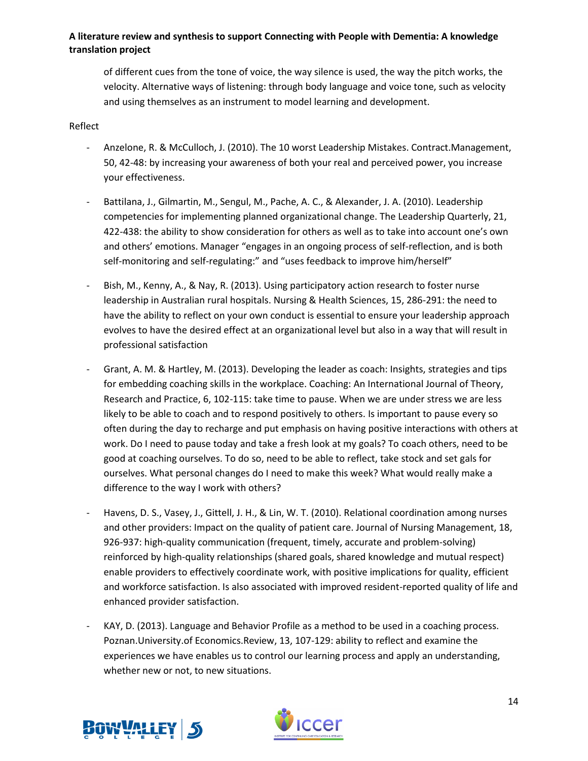of different cues from the tone of voice, the way silence is used, the way the pitch works, the velocity. Alternative ways of listening: through body language and voice tone, such as velocity and using themselves as an instrument to model learning and development.

Reflect

- Anzelone, R. & McCulloch, J. (2010). The 10 worst Leadership Mistakes. Contract.Management, 50, 42-48: by increasing your awareness of both your real and perceived power, you increase your effectiveness.

- Battilana, J., Gilmartin, M., Sengul, M., Pache, A. C., & Alexander, J. A. (2010). Leadership competencies for implementing planned organizational change. The Leadership Quarterly, 21, 422-438: the ability to show consideration for others as well as to take into account one's own and others' emotions. Manager "engages in an ongoing process of self-reflection, and is both self-monitoring and self-regulating:" and "uses feedback to improve him/herself"

- Bish, M., Kenny, A., & Nay, R. (2013). Using participatory action research to foster nurse leadership in Australian rural hospitals. Nursing & Health Sciences, 15, 286-291: the need to have the ability to reflect on your own conduct is essential to ensure your leadership approach evolves to have the desired effect at an organizational level but also in a way that will result in professional satisfaction

- Grant, A. M. & Hartley, M. (2013). Developing the leader as coach: Insights, strategies and tips for embedding coaching skills in the workplace. Coaching: An International Journal of Theory, Research and Practice, 6, 102-115: take time to pause. When we are under stress we are less likely to be able to coach and to respond positively to others. Is important to pause every so often during the day to recharge and put emphasis on having positive interactions with others at work. Do I need to pause today and take a fresh look at my goals? To coach others, need to be good at coaching ourselves. To do so, need to be able to reflect, take stock and set gals for ourselves. What personal changes do I need to make this week? What would really make a difference to the way I work with others?

- Havens, D. S., Vasey, J., Gittell, J. H., & Lin, W. T. (2010). Relational coordination among nurses and other providers: Impact on the quality of patient care. Journal of Nursing Management, 18, 926-937: high-quality communication (frequent, timely, accurate and problem-solving) reinforced by high-quality relationships (shared goals, shared knowledge and mutual respect) enable providers to effectively coordinate work, with positive implications for quality, efficient and workforce satisfaction. Is also associated with improved resident-reported quality of life and enhanced provider satisfaction.

- KAY, D. (2013). Language and Behavior Profile as a method to be used in a coaching process. Poznan.University.of Economics.Review, 13, 107-129: ability to reflect and examine the experiences we have enables us to control our learning process and apply an understanding, whether new or not, to new situations.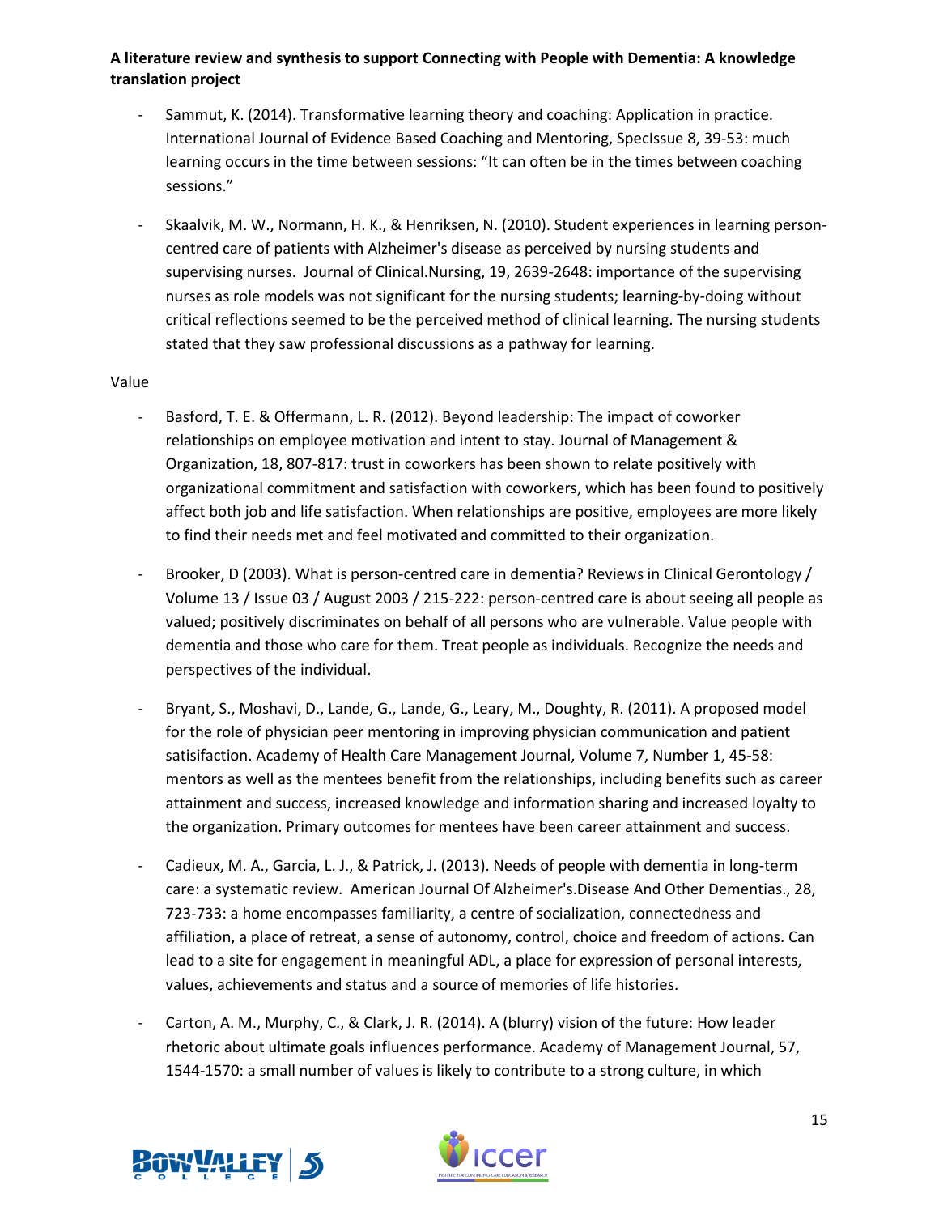- Sammut, K. (2014). Transformative learning theory and coaching: Application in practice. International Journal of Evidence Based Coaching and Mentoring, SpecIssue 8, 39-53: much learning occurs in the time between sessions: "It can often be in the times between coaching sessions."

- Skaalvik, M. W., Normann, H. K., & Henriksen, N. (2010). Student experiences in learning person-centred care of patients with Alzheimer's disease as perceived by nursing students and supervising nurses. Journal of Clinical.Nursing, 19, 2639-2648: importance of the supervising nurses as role models was not significant for the nursing students; learning-by-doing without critical reflections seemed to be the perceived method of clinical learning. The nursing students stated that they saw professional discussions as a pathway for learning.

Value

- Basford, T. E. & Offermann, L. R. (2012). Beyond leadership: The impact of coworker relationships on employee motivation and intent to stay. Journal of Management & Organization, 18, 807-817: trust in coworkers has been shown to relate positively with organizational commitment and satisfaction with coworkers, which has been found to positively affect both job and life satisfaction. When relationships are positive, employees are more likely to find their needs met and feel motivated and committed to their organization.

- Brooker, D (2003). What is person-centred care in dementia? Reviews in Clinical Gerontology / Volume 13 / Issue 03 / August 2003 / 215-222: person-centred care is about seeing all people as valued; positively discriminates on behalf of all persons who are vulnerable. Value people with dementia and those who care for them. Treat people as individuals. Recognize the needs and perspectives of the individual.

- Bryant, S., Moshavi, D., Lande, G., Lande, G., Leary, M., Doughty, R. (2011). A proposed model for the role of physician peer mentoring in improving physician communication and patient satisifaction. Academy of Health Care Management Journal, Volume 7, Number 1, 45-58: mentors as well as the mentees benefit from the relationships, including benefits such as career attainment and success, increased knowledge and information sharing and increased loyalty to the organization. Primary outcomes for mentees have been career attainment and success.

- Cadieux, M. A., Garcia, L. J., & Patrick, J. (2013). Needs of people with dementia in long-term care: a systematic review. American Journal Of Alzheimer's.Disease And Other Dementias., 28, 723-733: a home encompasses familiarity, a centre of socialization, connectedness and affiliation, a place of retreat, a sense of autonomy, control, choice and freedom of actions. Can lead to a site for engagement in meaningful ADL, a place for expression of personal interests, values, achievements and status and a source of memories of life histories.

- Carton, A. M., Murphy, C., & Clark, J. R. (2014). A (blurry) vision of the future: How leader rhetoric about ultimate goals influences performance. Academy of Management Journal, 57, 1544-1570: a small number of values is likely to contribute to a strong culture, in which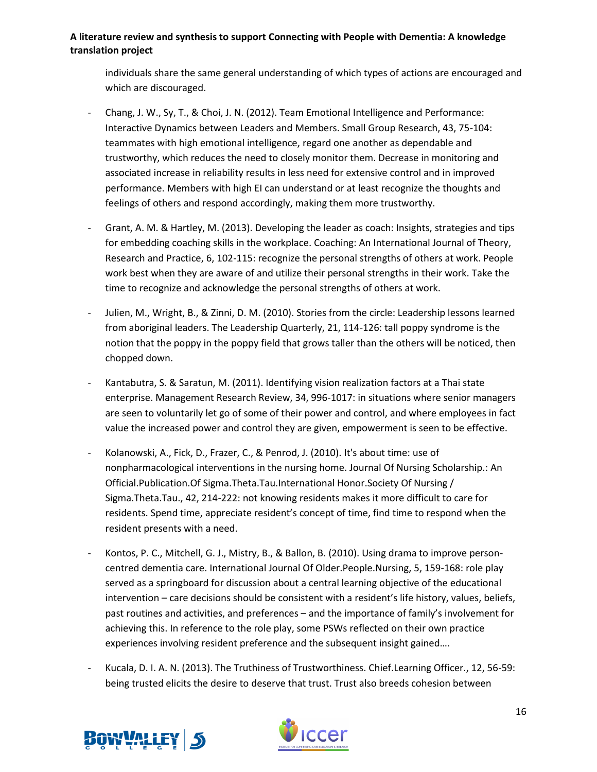individuals share the same general understanding of which types of actions are encouraged and which are discouraged.

- Chang, J. W., Sy, T., & Choi, J. N. (2012). Team Emotional Intelligence and Performance: Interactive Dynamics between Leaders and Members. Small Group Research, 43, 75-104: teammates with high emotional intelligence, regard one another as dependable and trustworthy, which reduces the need to closely monitor them. Decrease in monitoring and associated increase in reliability results in less need for extensive control and in improved performance. Members with high EI can understand or at least recognize the thoughts and feelings of others and respond accordingly, making them more trustworthy.

- Grant, A. M. & Hartley, M. (2013). Developing the leader as coach: Insights, strategies and tips for embedding coaching skills in the workplace. Coaching: An International Journal of Theory, Research and Practice, 6, 102-115: recognize the personal strengths of others at work. People work best when they are aware of and utilize their personal strengths in their work. Take the time to recognize and acknowledge the personal strengths of others at work.

- Julien, M., Wright, B., & Zinni, D. M. (2010). Stories from the circle: Leadership lessons learned from aboriginal leaders. The Leadership Quarterly, 21, 114-126: tall poppy syndrome is the notion that the poppy in the poppy field that grows taller than the others will be noticed, then chopped down.

- Kantabutra, S. & Saratun, M. (2011). Identifying vision realization factors at a Thai state enterprise. Management Research Review, 34, 996-1017: in situations where senior managers are seen to voluntarily let go of some of their power and control, and where employees in fact value the increased power and control they are given, empowerment is seen to be effective.

- Kolanowski, A., Fick, D., Frazer, C., & Penrod, J. (2010). It's about time: use of nonpharmacological interventions in the nursing home. Journal Of Nursing Scholarship.: An Official.Publication.Of Sigma.Theta.Tau.International Honor.Society Of Nursing / Sigma.Theta.Tau., 42, 214-222: not knowing residents makes it more difficult to care for residents. Spend time, appreciate resident's concept of time, find time to respond when the resident presents with a need.

- Kontos, P. C., Mitchell, G. J., Mistry, B., & Ballon, B. (2010). Using drama to improve person-centred dementia care. International Journal Of Older.People.Nursing, 5, 159-168: role play served as a springboard for discussion about a central learning objective of the educational intervention – care decisions should be consistent with a resident's life history, values, beliefs, past routines and activities, and preferences – and the importance of family's involvement for achieving this. In reference to the role play, some PSWs reflected on their own practice experiences involving resident preference and the subsequent insight gained….

- Kucala, D. I. A. N. (2013). The Truthiness of Trustworthiness. Chief.Learning Officer., 12, 56-59: being trusted elicits the desire to deserve that trust. Trust also breeds cohesion between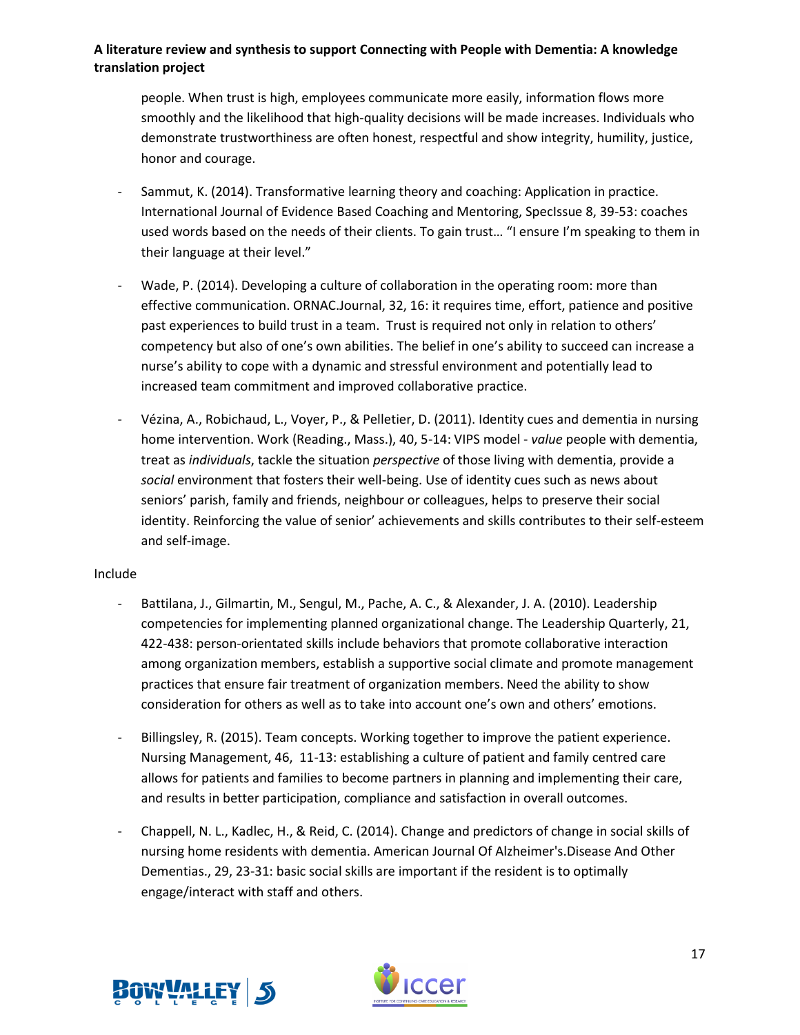people. When trust is high, employees communicate more easily, information flows more smoothly and the likelihood that high-quality decisions will be made increases. Individuals who demonstrate trustworthiness are often honest, respectful and show integrity, humility, justice, honor and courage.

- Sammut, K. (2014). Transformative learning theory and coaching: Application in practice. International Journal of Evidence Based Coaching and Mentoring, SpecIssue 8, 39-53: coaches used words based on the needs of their clients. To gain trust… "I ensure I'm speaking to them in their language at their level."

- Wade, P. (2014). Developing a culture of collaboration in the operating room: more than effective communication. ORNAC.Journal, 32, 16: it requires time, effort, patience and positive past experiences to build trust in a team. Trust is required not only in relation to others' competency but also of one's own abilities. The belief in one's ability to succeed can increase a nurse's ability to cope with a dynamic and stressful environment and potentially lead to increased team commitment and improved collaborative practice.

- Vézina, A., Robichaud, L., Voyer, P., & Pelletier, D. (2011). Identity cues and dementia in nursing home intervention. Work (Reading., Mass.), 40, 5-14: VIPS model - *value* people with dementia, treat as *individuals*, tackle the situation *perspective* of those living with dementia, provide a *social* environment that fosters their well-being. Use of identity cues such as news about seniors' parish, family and friends, neighbour or colleagues, helps to preserve their social identity. Reinforcing the value of senior' achievements and skills contributes to their self-esteem and self-image.

Include

- Battilana, J., Gilmartin, M., Sengul, M., Pache, A. C., & Alexander, J. A. (2010). Leadership competencies for implementing planned organizational change. The Leadership Quarterly, 21, 422-438: person-orientated skills include behaviors that promote collaborative interaction among organization members, establish a supportive social climate and promote management practices that ensure fair treatment of organization members. Need the ability to show consideration for others as well as to take into account one's own and others' emotions.

- Billingsley, R. (2015). Team concepts. Working together to improve the patient experience. Nursing Management, 46, 11-13: establishing a culture of patient and family centred care allows for patients and families to become partners in planning and implementing their care, and results in better participation, compliance and satisfaction in overall outcomes.

- Chappell, N. L., Kadlec, H., & Reid, C. (2014). Change and predictors of change in social skills of nursing home residents with dementia. American Journal Of Alzheimer's.Disease And Other Dementias., 29, 23-31: basic social skills are important if the resident is to optimally engage/interact with staff and others.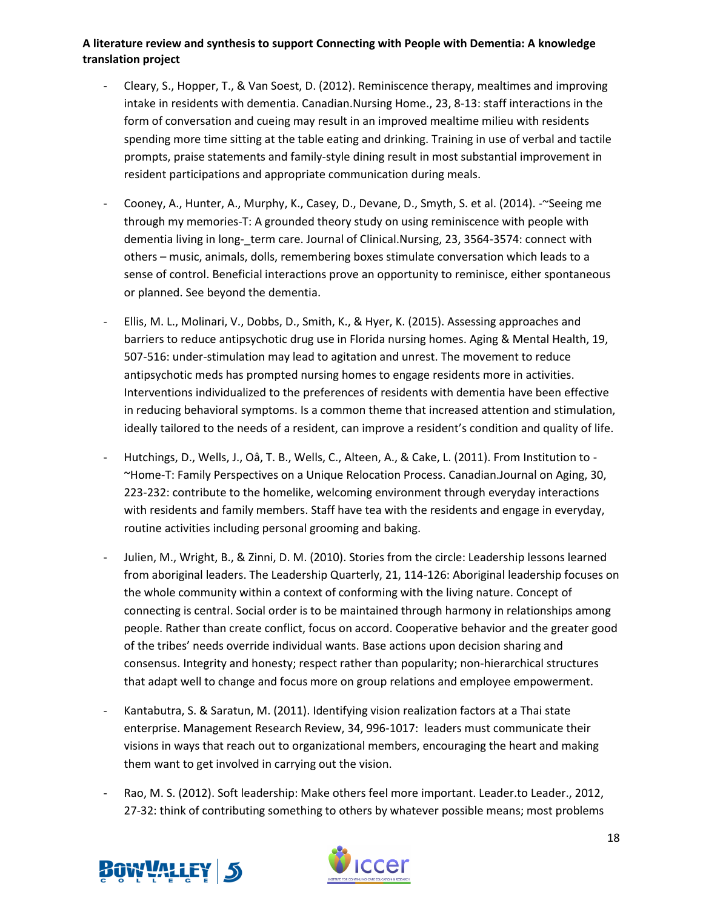- Cleary, S., Hopper, T., & Van Soest, D. (2012). Reminiscence therapy, mealtimes and improving intake in residents with dementia. Canadian.Nursing Home., 23, 8-13: staff interactions in the form of conversation and cueing may result in an improved mealtime milieu with residents spending more time sitting at the table eating and drinking. Training in use of verbal and tactile prompts, praise statements and family-style dining result in most substantial improvement in resident participations and appropriate communication during meals.

- Cooney, A., Hunter, A., Murphy, K., Casey, D., Devane, D., Smyth, S. et al. (2014). -~Seeing me through my memories-T: A grounded theory study on using reminiscence with people with dementia living in long-_term care. Journal of Clinical.Nursing, 23, 3564-3574: connect with others – music, animals, dolls, remembering boxes stimulate conversation which leads to a sense of control. Beneficial interactions prove an opportunity to reminisce, either spontaneous or planned. See beyond the dementia.

- Ellis, M. L., Molinari, V., Dobbs, D., Smith, K., & Hyer, K. (2015). Assessing approaches and barriers to reduce antipsychotic drug use in Florida nursing homes. Aging & Mental Health, 19, 507-516: under-stimulation may lead to agitation and unrest. The movement to reduce antipsychotic meds has prompted nursing homes to engage residents more in activities. Interventions individualized to the preferences of residents with dementia have been effective in reducing behavioral symptoms. Is a common theme that increased attention and stimulation, ideally tailored to the needs of a resident, can improve a resident's condition and quality of life.

- Hutchings, D., Wells, J., Oâ, T. B., Wells, C., Alteen, A., & Cake, L. (2011). From Institution to -~Home-T: Family Perspectives on a Unique Relocation Process. Canadian.Journal on Aging, 30, 223-232: contribute to the homelike, welcoming environment through everyday interactions with residents and family members. Staff have tea with the residents and engage in everyday, routine activities including personal grooming and baking.

- Julien, M., Wright, B., & Zinni, D. M. (2010). Stories from the circle: Leadership lessons learned from aboriginal leaders. The Leadership Quarterly, 21, 114-126: Aboriginal leadership focuses on the whole community within a context of conforming with the living nature. Concept of connecting is central. Social order is to be maintained through harmony in relationships among people. Rather than create conflict, focus on accord. Cooperative behavior and the greater good of the tribes' needs override individual wants. Base actions upon decision sharing and consensus. Integrity and honesty; respect rather than popularity; non-hierarchical structures that adapt well to change and focus more on group relations and employee empowerment.

- Kantabutra, S. & Saratun, M. (2011). Identifying vision realization factors at a Thai state enterprise. Management Research Review, 34, 996-1017: leaders must communicate their visions in ways that reach out to organizational members, encouraging the heart and making them want to get involved in carrying out the vision.

- Rao, M. S. (2012). Soft leadership: Make others feel more important. Leader.to Leader., 2012, 27-32: think of contributing something to others by whatever possible means; most problems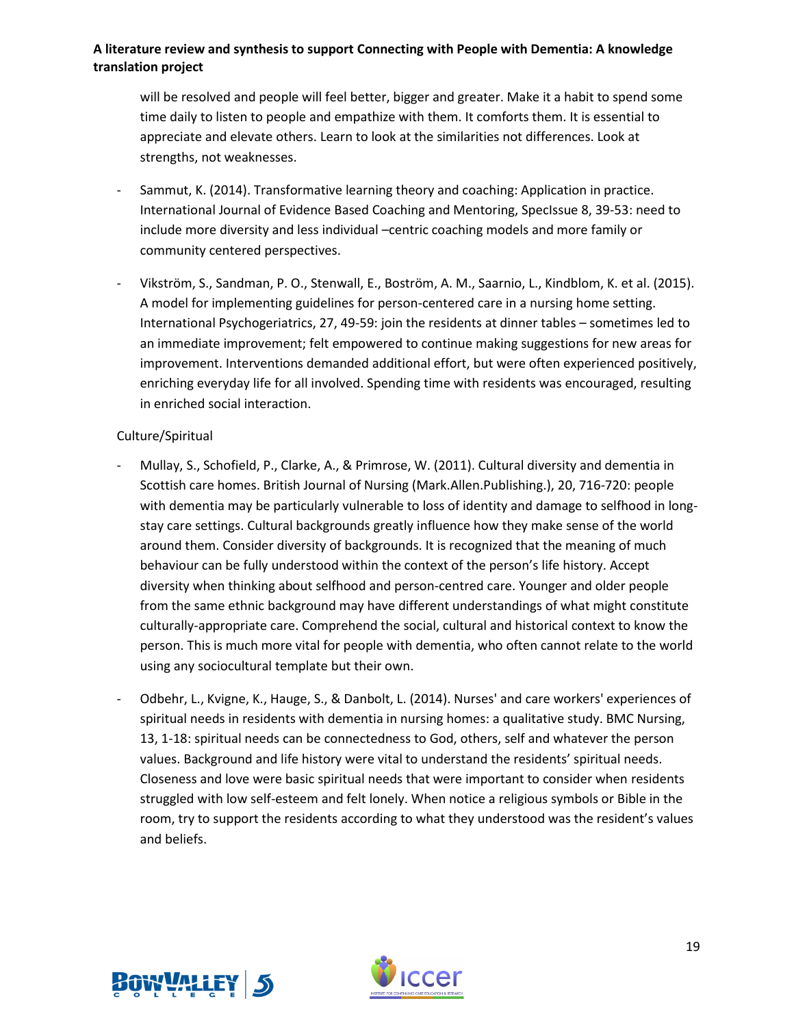will be resolved and people will feel better, bigger and greater. Make it a habit to spend some time daily to listen to people and empathize with them. It comforts them. It is essential to appreciate and elevate others. Learn to look at the similarities not differences. Look at strengths, not weaknesses.

- Sammut, K. (2014). Transformative learning theory and coaching: Application in practice. International Journal of Evidence Based Coaching and Mentoring, SpecIssue 8, 39-53: need to include more diversity and less individual –centric coaching models and more family or community centered perspectives.

- Vikström, S., Sandman, P. O., Stenwall, E., Boström, A. M., Saarnio, L., Kindblom, K. et al. (2015). A model for implementing guidelines for person-centered care in a nursing home setting. International Psychogeriatrics, 27, 49-59: join the residents at dinner tables – sometimes led to an immediate improvement; felt empowered to continue making suggestions for new areas for improvement. Interventions demanded additional effort, but were often experienced positively, enriching everyday life for all involved. Spending time with residents was encouraged, resulting in enriched social interaction.

Culture/Spiritual

- Mullay, S., Schofield, P., Clarke, A., & Primrose, W. (2011). Cultural diversity and dementia in Scottish care homes. British Journal of Nursing (Mark.Allen.Publishing.), 20, 716-720: people with dementia may be particularly vulnerable to loss of identity and damage to selfhood in long-stay care settings. Cultural backgrounds greatly influence how they make sense of the world around them. Consider diversity of backgrounds. It is recognized that the meaning of much behaviour can be fully understood within the context of the person's life history. Accept diversity when thinking about selfhood and person-centred care. Younger and older people from the same ethnic background may have different understandings of what might constitute culturally-appropriate care. Comprehend the social, cultural and historical context to know the person. This is much more vital for people with dementia, who often cannot relate to the world using any sociocultural template but their own.

- Odbehr, L., Kvigne, K., Hauge, S., & Danbolt, L. (2014). Nurses' and care workers' experiences of spiritual needs in residents with dementia in nursing homes: a qualitative study. BMC Nursing, 13, 1-18: spiritual needs can be connectedness to God, others, self and whatever the person values. Background and life history were vital to understand the residents' spiritual needs. Closeness and love were basic spiritual needs that were important to consider when residents struggled with low self-esteem and felt lonely. When notice a religious symbols or Bible in the room, try to support the residents according to what they understood was the resident's values and beliefs.